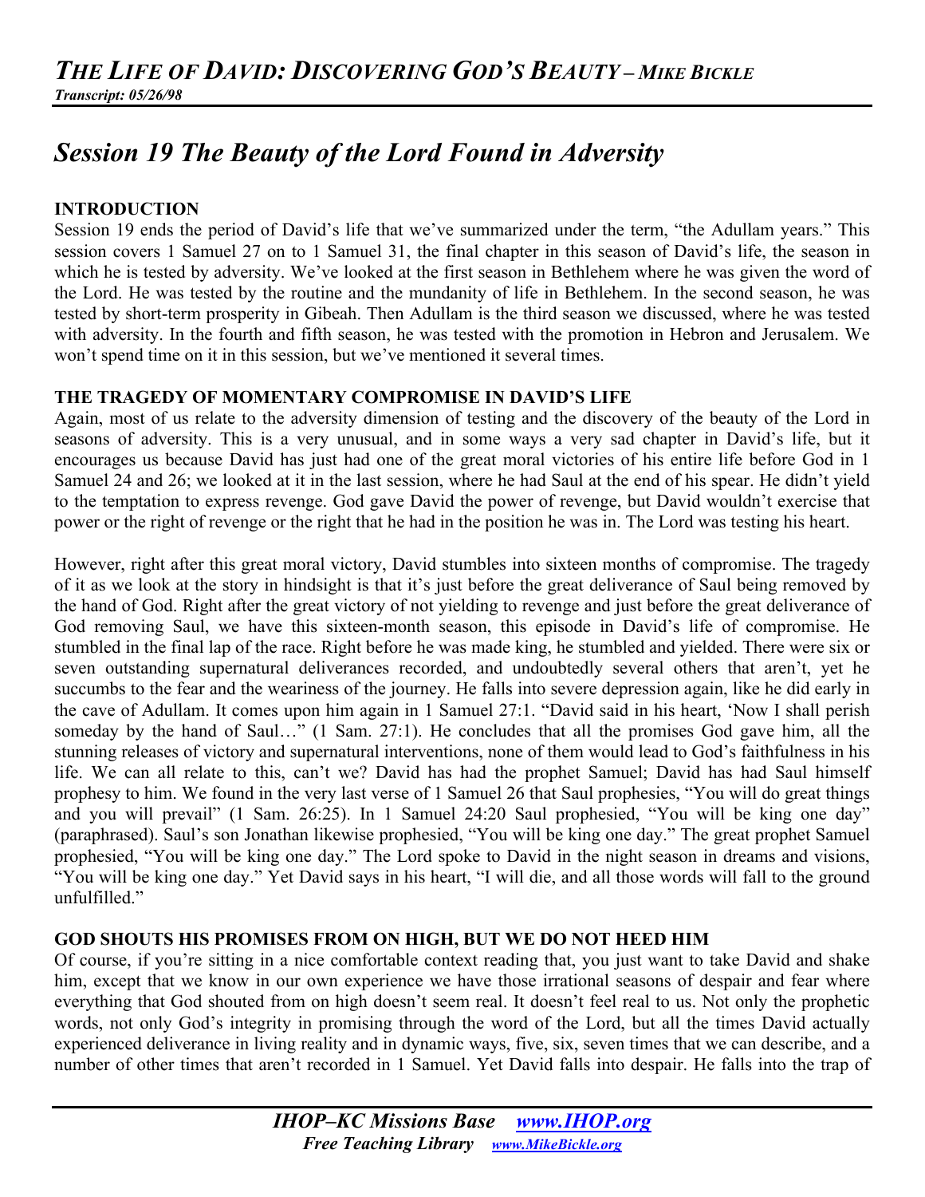# *THE LIFE OF DAVID: DISCOVERING GOD'S BEAUTY – MIKE BICKLE*

***Transcript: 05/26/98***

## *Session 19 The Beauty of the Lord Found in Adversity*

### INTRODUCTION

Session 19 ends the period of David's life that we've summarized under the term, "the Adullam years." This session covers 1 Samuel 27 on to 1 Samuel 31, the final chapter in this season of David's life, the season in which he is tested by adversity. We've looked at the first season in Bethlehem where he was given the word of the Lord. He was tested by the routine and the mundanity of life in Bethlehem. In the second season, he was tested by short-term prosperity in Gibeah. Then Adullam is the third season we discussed, where he was tested with adversity. In the fourth and fifth season, he was tested with the promotion in Hebron and Jerusalem. We won't spend time on it in this session, but we've mentioned it several times.

### THE TRAGEDY OF MOMENTARY COMPROMISE IN DAVID'S LIFE

Again, most of us relate to the adversity dimension of testing and the discovery of the beauty of the Lord in seasons of adversity. This is a very unusual, and in some ways a very sad chapter in David's life, but it encourages us because David has just had one of the great moral victories of his entire life before God in 1 Samuel 24 and 26; we looked at it in the last session, where he had Saul at the end of his spear. He didn't yield to the temptation to express revenge. God gave David the power of revenge, but David wouldn't exercise that power or the right of revenge or the right that he had in the position he was in. The Lord was testing his heart.

However, right after this great moral victory, David stumbles into sixteen months of compromise. The tragedy of it as we look at the story in hindsight is that it's just before the great deliverance of Saul being removed by the hand of God. Right after the great victory of not yielding to revenge and just before the great deliverance of God removing Saul, we have this sixteen-month season, this episode in David's life of compromise. He stumbled in the final lap of the race. Right before he was made king, he stumbled and yielded. There were six or seven outstanding supernatural deliverances recorded, and undoubtedly several others that aren't, yet he succumbs to the fear and the weariness of the journey. He falls into severe depression again, like he did early in the cave of Adullam. It comes upon him again in 1 Samuel 27:1. "David said in his heart, 'Now I shall perish someday by the hand of Saul…" (1 Sam. 27:1). He concludes that all the promises God gave him, all the stunning releases of victory and supernatural interventions, none of them would lead to God's faithfulness in his life. We can all relate to this, can't we? David has had the prophet Samuel; David has had Saul himself prophesy to him. We found in the very last verse of 1 Samuel 26 that Saul prophesies, "You will do great things and you will prevail" (1 Sam. 26:25). In 1 Samuel 24:20 Saul prophesied, "You will be king one day" (paraphrased). Saul's son Jonathan likewise prophesied, "You will be king one day." The great prophet Samuel prophesied, "You will be king one day." The Lord spoke to David in the night season in dreams and visions, "You will be king one day." Yet David says in his heart, "I will die, and all those words will fall to the ground unfulfilled."

### GOD SHOUTS HIS PROMISES FROM ON HIGH, BUT WE DO NOT HEED HIM

Of course, if you're sitting in a nice comfortable context reading that, you just want to take David and shake him, except that we know in our own experience we have those irrational seasons of despair and fear where everything that God shouted from on high doesn't seem real. It doesn't feel real to us. Not only the prophetic words, not only God's integrity in promising through the word of the Lord, but all the times David actually experienced deliverance in living reality and in dynamic ways, five, six, seven times that we can describe, and a number of other times that aren't recorded in 1 Samuel. Yet David falls into despair. He falls into the trap of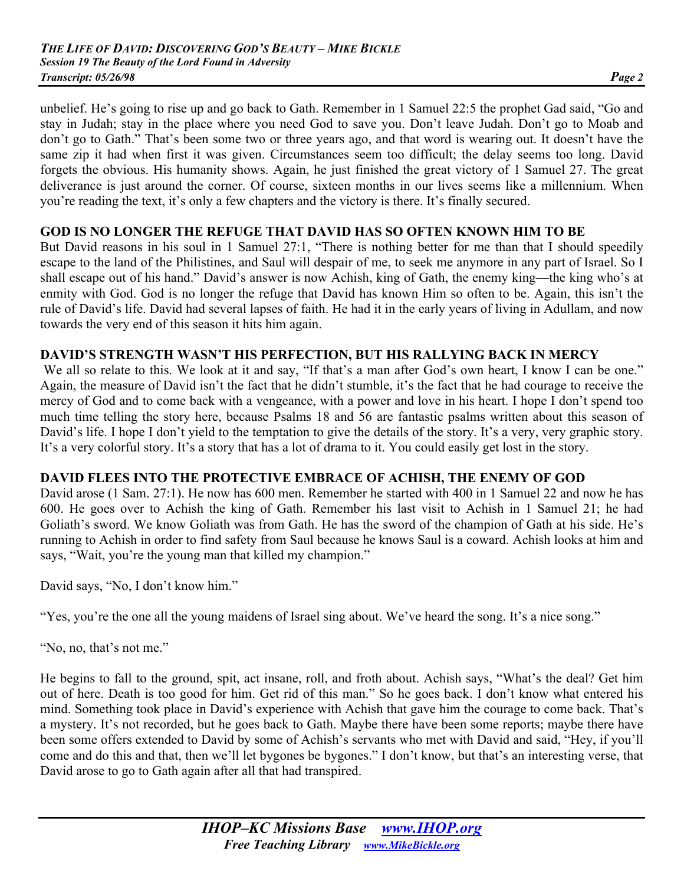unbelief. He's going to rise up and go back to Gath. Remember in 1 Samuel 22:5 the prophet Gad said, "Go and stay in Judah; stay in the place where you need God to save you. Don't leave Judah. Don't go to Moab and don't go to Gath." That's been some two or three years ago, and that word is wearing out. It doesn't have the same zip it had when first it was given. Circumstances seem too difficult; the delay seems too long. David forgets the obvious. His humanity shows. Again, he just finished the great victory of 1 Samuel 27. The great deliverance is just around the corner. Of course, sixteen months in our lives seems like a millennium. When you're reading the text, it's only a few chapters and the victory is there. It's finally secured.

**GOD IS NO LONGER THE REFUGE THAT DAVID HAS SO OFTEN KNOWN HIM TO BE**

But David reasons in his soul in 1 Samuel 27:1, "There is nothing better for me than that I should speedily escape to the land of the Philistines, and Saul will despair of me, to seek me anymore in any part of Israel. So I shall escape out of his hand." David's answer is now Achish, king of Gath, the enemy king—the king who's at enmity with God. God is no longer the refuge that David has known Him so often to be. Again, this isn't the rule of David's life. David had several lapses of faith. He had it in the early years of living in Adullam, and now towards the very end of this season it hits him again.

**DAVID'S STRENGTH WASN'T HIS PERFECTION, BUT HIS RALLYING BACK IN MERCY**

We all so relate to this. We look at it and say, "If that's a man after God's own heart, I know I can be one." Again, the measure of David isn't the fact that he didn't stumble, it's the fact that he had courage to receive the mercy of God and to come back with a vengeance, with a power and love in his heart. I hope I don't spend too much time telling the story here, because Psalms 18 and 56 are fantastic psalms written about this season of David's life. I hope I don't yield to the temptation to give the details of the story. It's a very, very graphic story. It's a very colorful story. It's a story that has a lot of drama to it. You could easily get lost in the story.

**DAVID FLEES INTO THE PROTECTIVE EMBRACE OF ACHISH, THE ENEMY OF GOD**

David arose (1 Sam. 27:1). He now has 600 men. Remember he started with 400 in 1 Samuel 22 and now he has 600. He goes over to Achish the king of Gath. Remember his last visit to Achish in 1 Samuel 21; he had Goliath's sword. We know Goliath was from Gath. He has the sword of the champion of Gath at his side. He's running to Achish in order to find safety from Saul because he knows Saul is a coward. Achish looks at him and says, "Wait, you're the young man that killed my champion."

David says, "No, I don't know him."

"Yes, you're the one all the young maidens of Israel sing about. We've heard the song. It's a nice song."

"No, no, that's not me."

He begins to fall to the ground, spit, act insane, roll, and froth about. Achish says, "What's the deal? Get him out of here. Death is too good for him. Get rid of this man." So he goes back. I don't know what entered his mind. Something took place in David's experience with Achish that gave him the courage to come back. That's a mystery. It's not recorded, but he goes back to Gath. Maybe there have been some reports; maybe there have been some offers extended to David by some of Achish's servants who met with David and said, "Hey, if you'll come and do this and that, then we'll let bygones be bygones." I don't know, but that's an interesting verse, that David arose to go to Gath again after all that had transpired.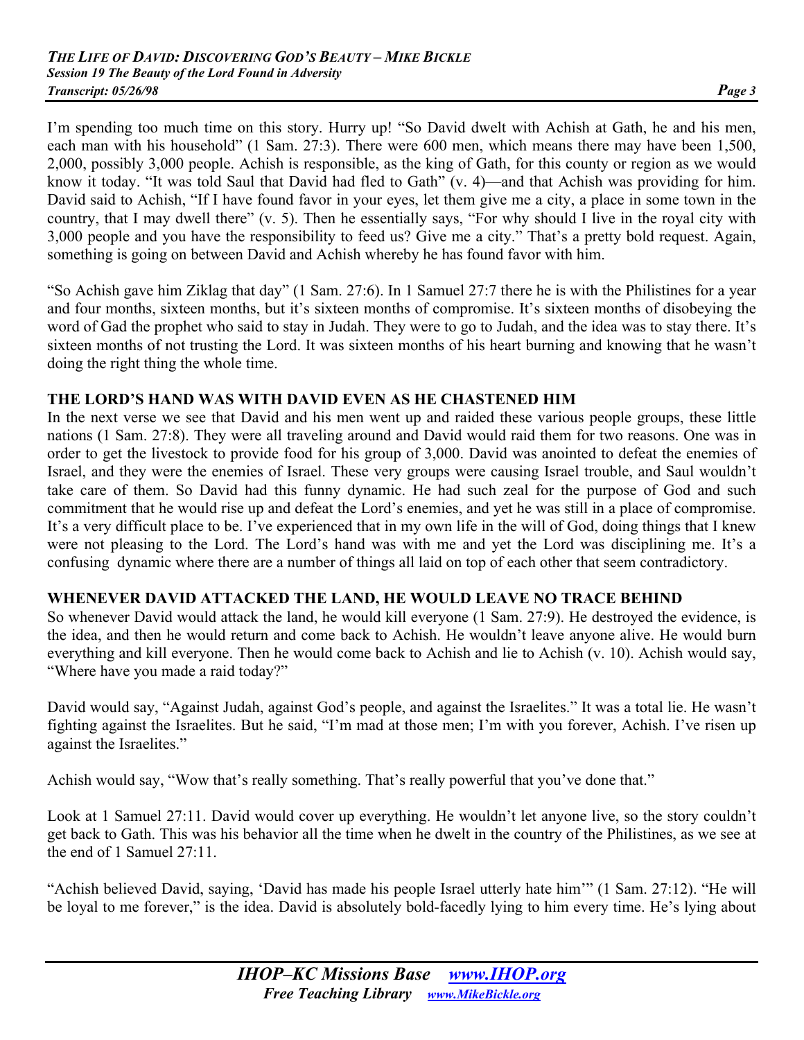I'm spending too much time on this story. Hurry up! "So David dwelt with Achish at Gath, he and his men, each man with his household" (1 Sam. 27:3). There were 600 men, which means there may have been 1,500, 2,000, possibly 3,000 people. Achish is responsible, as the king of Gath, for this county or region as we would know it today. "It was told Saul that David had fled to Gath" (v. 4)—and that Achish was providing for him. David said to Achish, "If I have found favor in your eyes, let them give me a city, a place in some town in the country, that I may dwell there" (v. 5). Then he essentially says, "For why should I live in the royal city with 3,000 people and you have the responsibility to feed us? Give me a city." That's a pretty bold request. Again, something is going on between David and Achish whereby he has found favor with him.

"So Achish gave him Ziklag that day" (1 Sam. 27:6). In 1 Samuel 27:7 there he is with the Philistines for a year and four months, sixteen months, but it's sixteen months of compromise. It's sixteen months of disobeying the word of Gad the prophet who said to stay in Judah. They were to go to Judah, and the idea was to stay there. It's sixteen months of not trusting the Lord. It was sixteen months of his heart burning and knowing that he wasn't doing the right thing the whole time.

**THE LORD'S HAND WAS WITH DAVID EVEN AS HE CHASTENED HIM**

In the next verse we see that David and his men went up and raided these various people groups, these little nations (1 Sam. 27:8). They were all traveling around and David would raid them for two reasons. One was in order to get the livestock to provide food for his group of 3,000. David was anointed to defeat the enemies of Israel, and they were the enemies of Israel. These very groups were causing Israel trouble, and Saul wouldn't take care of them. So David had this funny dynamic. He had such zeal for the purpose of God and such commitment that he would rise up and defeat the Lord's enemies, and yet he was still in a place of compromise. It's a very difficult place to be. I've experienced that in my own life in the will of God, doing things that I knew were not pleasing to the Lord. The Lord's hand was with me and yet the Lord was disciplining me. It's a confusing dynamic where there are a number of things all laid on top of each other that seem contradictory.

**WHENEVER DAVID ATTACKED THE LAND, HE WOULD LEAVE NO TRACE BEHIND**

So whenever David would attack the land, he would kill everyone (1 Sam. 27:9). He destroyed the evidence, is the idea, and then he would return and come back to Achish. He wouldn't leave anyone alive. He would burn everything and kill everyone. Then he would come back to Achish and lie to Achish (v. 10). Achish would say, "Where have you made a raid today?"

David would say, "Against Judah, against God's people, and against the Israelites." It was a total lie. He wasn't fighting against the Israelites. But he said, "I'm mad at those men; I'm with you forever, Achish. I've risen up against the Israelites."

Achish would say, "Wow that's really something. That's really powerful that you've done that."

Look at 1 Samuel 27:11. David would cover up everything. He wouldn't let anyone live, so the story couldn't get back to Gath. This was his behavior all the time when he dwelt in the country of the Philistines, as we see at the end of 1 Samuel 27:11.

"Achish believed David, saying, 'David has made his people Israel utterly hate him'" (1 Sam. 27:12). "He will be loyal to me forever," is the idea. David is absolutely bold-facedly lying to him every time. He's lying about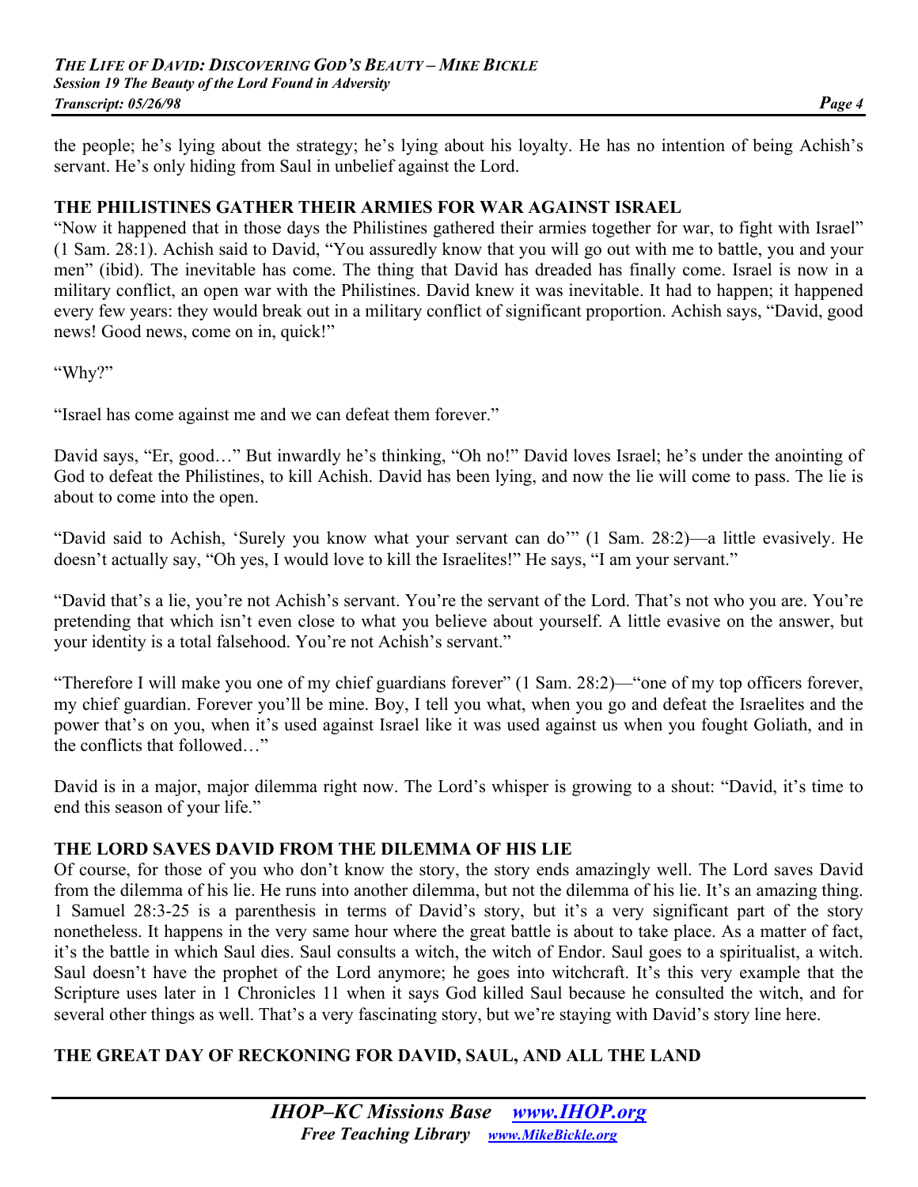the people; he's lying about the strategy; he's lying about his loyalty. He has no intention of being Achish's servant. He's only hiding from Saul in unbelief against the Lord.

## THE PHILISTINES GATHER THEIR ARMIES FOR WAR AGAINST ISRAEL

"Now it happened that in those days the Philistines gathered their armies together for war, to fight with Israel" (1 Sam. 28:1). Achish said to David, "You assuredly know that you will go out with me to battle, you and your men" (ibid). The inevitable has come. The thing that David has dreaded has finally come. Israel is now in a military conflict, an open war with the Philistines. David knew it was inevitable. It had to happen; it happened every few years: they would break out in a military conflict of significant proportion. Achish says, "David, good news! Good news, come on in, quick!"

"Why?"

"Israel has come against me and we can defeat them forever."

David says, "Er, good…" But inwardly he's thinking, "Oh no!" David loves Israel; he's under the anointing of God to defeat the Philistines, to kill Achish. David has been lying, and now the lie will come to pass. The lie is about to come into the open.

"David said to Achish, 'Surely you know what your servant can do'" (1 Sam. 28:2)—a little evasively. He doesn't actually say, "Oh yes, I would love to kill the Israelites!" He says, "I am your servant."

"David that's a lie, you're not Achish's servant. You're the servant of the Lord. That's not who you are. You're pretending that which isn't even close to what you believe about yourself. A little evasive on the answer, but your identity is a total falsehood. You're not Achish's servant."

"Therefore I will make you one of my chief guardians forever" (1 Sam. 28:2)—"one of my top officers forever, my chief guardian. Forever you'll be mine. Boy, I tell you what, when you go and defeat the Israelites and the power that's on you, when it's used against Israel like it was used against us when you fought Goliath, and in the conflicts that followed…"

David is in a major, major dilemma right now. The Lord's whisper is growing to a shout: "David, it's time to end this season of your life."

## THE LORD SAVES DAVID FROM THE DILEMMA OF HIS LIE

Of course, for those of you who don't know the story, the story ends amazingly well. The Lord saves David from the dilemma of his lie. He runs into another dilemma, but not the dilemma of his lie. It's an amazing thing. 1 Samuel 28:3-25 is a parenthesis in terms of David's story, but it's a very significant part of the story nonetheless. It happens in the very same hour where the great battle is about to take place. As a matter of fact, it's the battle in which Saul dies. Saul consults a witch, the witch of Endor. Saul goes to a spiritualist, a witch. Saul doesn't have the prophet of the Lord anymore; he goes into witchcraft. It's this very example that the Scripture uses later in 1 Chronicles 11 when it says God killed Saul because he consulted the witch, and for several other things as well. That's a very fascinating story, but we're staying with David's story line here.

## THE GREAT DAY OF RECKONING FOR DAVID, SAUL, AND ALL THE LAND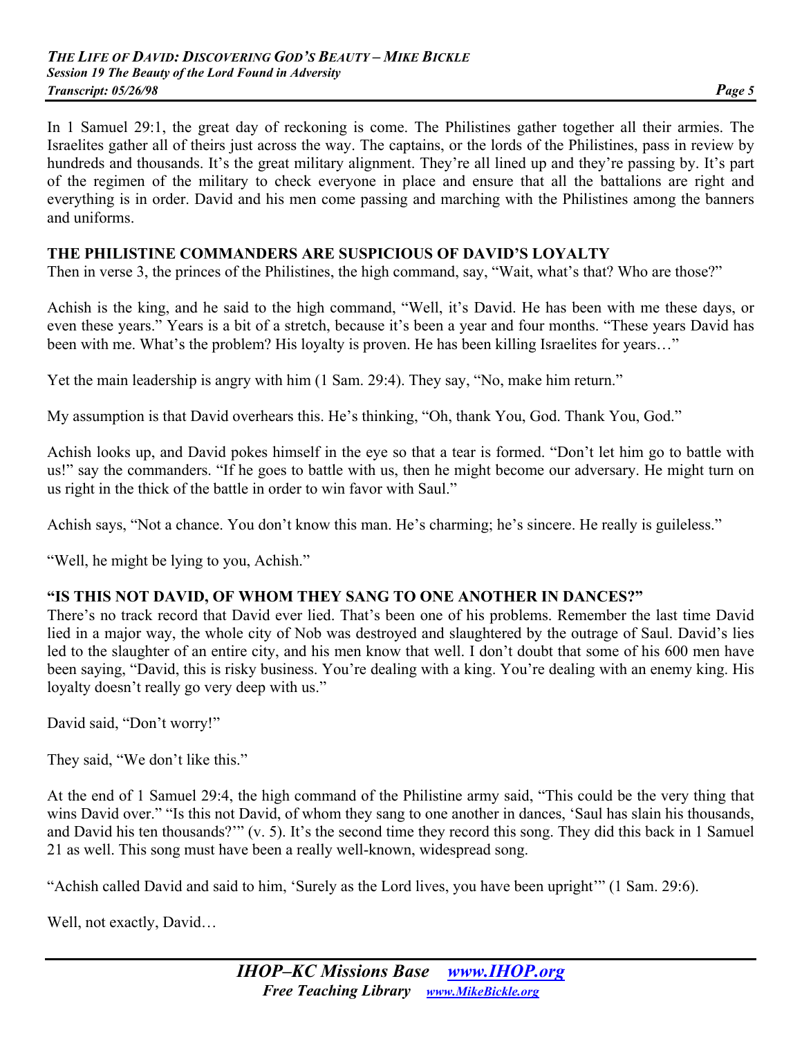In 1 Samuel 29:1, the great day of reckoning is come. The Philistines gather together all their armies. The Israelites gather all of theirs just across the way. The captains, or the lords of the Philistines, pass in review by hundreds and thousands. It's the great military alignment. They're all lined up and they're passing by. It's part of the regimen of the military to check everyone in place and ensure that all the battalions are right and everything is in order. David and his men come passing and marching with the Philistines among the banners and uniforms.

## THE PHILISTINE COMMANDERS ARE SUSPICIOUS OF DAVID'S LOYALTY

Then in verse 3, the princes of the Philistines, the high command, say, "Wait, what's that? Who are those?"

Achish is the king, and he said to the high command, "Well, it's David. He has been with me these days, or even these years." Years is a bit of a stretch, because it's been a year and four months. "These years David has been with me. What's the problem? His loyalty is proven. He has been killing Israelites for years…"

Yet the main leadership is angry with him (1 Sam. 29:4). They say, "No, make him return."

My assumption is that David overhears this. He's thinking, "Oh, thank You, God. Thank You, God."

Achish looks up, and David pokes himself in the eye so that a tear is formed. "Don't let him go to battle with us!" say the commanders. "If he goes to battle with us, then he might become our adversary. He might turn on us right in the thick of the battle in order to win favor with Saul."

Achish says, "Not a chance. You don't know this man. He's charming; he's sincere. He really is guileless."

"Well, he might be lying to you, Achish."

## "IS THIS NOT DAVID, OF WHOM THEY SANG TO ONE ANOTHER IN DANCES?"

There's no track record that David ever lied. That's been one of his problems. Remember the last time David lied in a major way, the whole city of Nob was destroyed and slaughtered by the outrage of Saul. David's lies led to the slaughter of an entire city, and his men know that well. I don't doubt that some of his 600 men have been saying, "David, this is risky business. You're dealing with a king. You're dealing with an enemy king. His loyalty doesn't really go very deep with us."

David said, "Don't worry!"

They said, "We don't like this."

At the end of 1 Samuel 29:4, the high command of the Philistine army said, "This could be the very thing that wins David over." "Is this not David, of whom they sang to one another in dances, 'Saul has slain his thousands, and David his ten thousands?'" (v. 5). It's the second time they record this song. They did this back in 1 Samuel 21 as well. This song must have been a really well-known, widespread song.

"Achish called David and said to him, 'Surely as the Lord lives, you have been upright'" (1 Sam. 29:6).

Well, not exactly, David…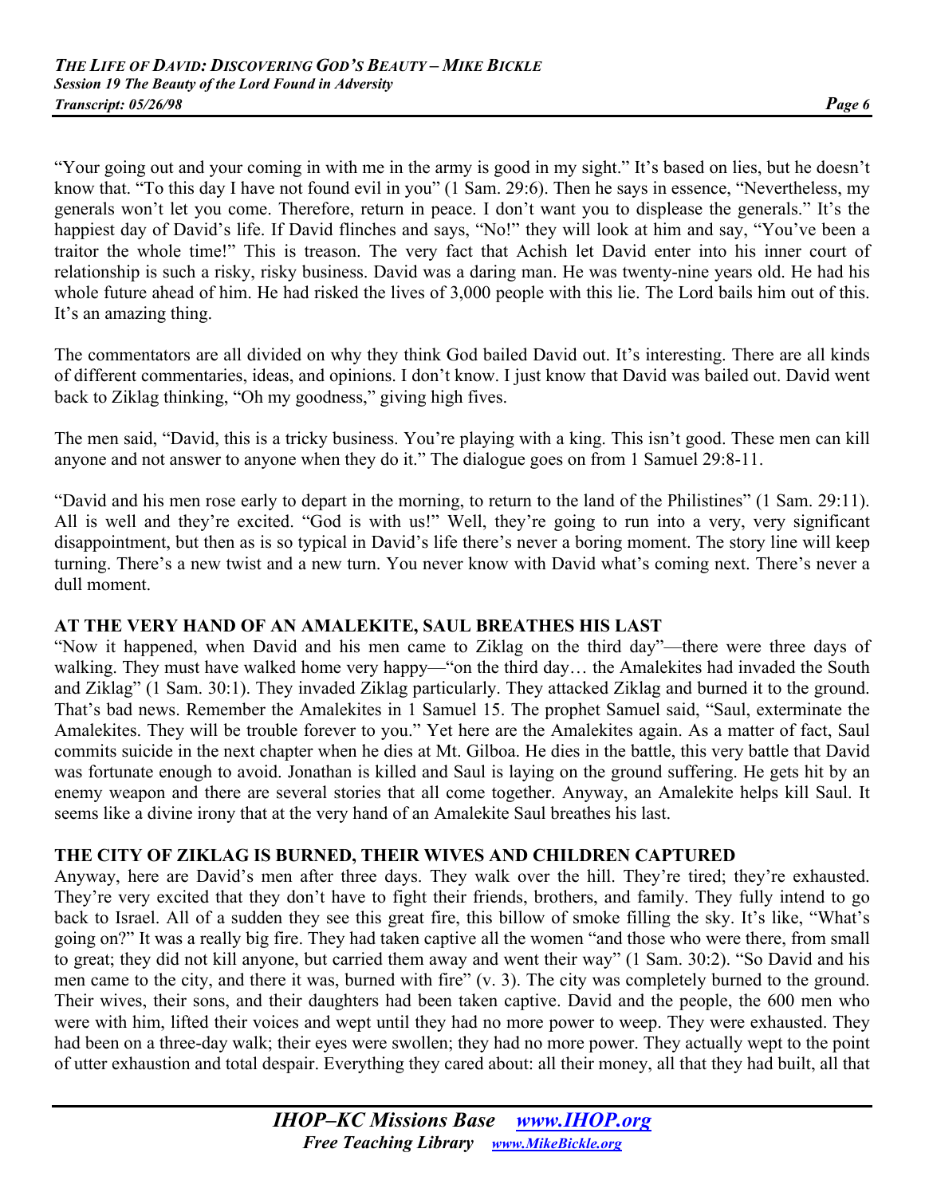"Your going out and your coming in with me in the army is good in my sight." It's based on lies, but he doesn't know that. "To this day I have not found evil in you" (1 Sam. 29:6). Then he says in essence, "Nevertheless, my generals won't let you come. Therefore, return in peace. I don't want you to displease the generals." It's the happiest day of David's life. If David flinches and says, "No!" they will look at him and say, "You've been a traitor the whole time!" This is treason. The very fact that Achish let David enter into his inner court of relationship is such a risky, risky business. David was a daring man. He was twenty-nine years old. He had his whole future ahead of him. He had risked the lives of 3,000 people with this lie. The Lord bails him out of this. It's an amazing thing.

The commentators are all divided on why they think God bailed David out. It's interesting. There are all kinds of different commentaries, ideas, and opinions. I don't know. I just know that David was bailed out. David went back to Ziklag thinking, "Oh my goodness," giving high fives.

The men said, "David, this is a tricky business. You're playing with a king. This isn't good. These men can kill anyone and not answer to anyone when they do it." The dialogue goes on from 1 Samuel 29:8-11.

"David and his men rose early to depart in the morning, to return to the land of the Philistines" (1 Sam. 29:11). All is well and they're excited. "God is with us!" Well, they're going to run into a very, very significant disappointment, but then as is so typical in David's life there's never a boring moment. The story line will keep turning. There's a new twist and a new turn. You never know with David what's coming next. There's never a dull moment.

**AT THE VERY HAND OF AN AMALEKITE, SAUL BREATHES HIS LAST**

"Now it happened, when David and his men came to Ziklag on the third day"—there were three days of walking. They must have walked home very happy—"on the third day… the Amalekites had invaded the South and Ziklag" (1 Sam. 30:1). They invaded Ziklag particularly. They attacked Ziklag and burned it to the ground. That's bad news. Remember the Amalekites in 1 Samuel 15. The prophet Samuel said, "Saul, exterminate the Amalekites. They will be trouble forever to you." Yet here are the Amalekites again. As a matter of fact, Saul commits suicide in the next chapter when he dies at Mt. Gilboa. He dies in the battle, this very battle that David was fortunate enough to avoid. Jonathan is killed and Saul is laying on the ground suffering. He gets hit by an enemy weapon and there are several stories that all come together. Anyway, an Amalekite helps kill Saul. It seems like a divine irony that at the very hand of an Amalekite Saul breathes his last.

**THE CITY OF ZIKLAG IS BURNED, THEIR WIVES AND CHILDREN CAPTURED**

Anyway, here are David's men after three days. They walk over the hill. They're tired; they're exhausted. They're very excited that they don't have to fight their friends, brothers, and family. They fully intend to go back to Israel. All of a sudden they see this great fire, this billow of smoke filling the sky. It's like, "What's going on?" It was a really big fire. They had taken captive all the women "and those who were there, from small to great; they did not kill anyone, but carried them away and went their way" (1 Sam. 30:2). "So David and his men came to the city, and there it was, burned with fire" (v. 3). The city was completely burned to the ground. Their wives, their sons, and their daughters had been taken captive. David and the people, the 600 men who were with him, lifted their voices and wept until they had no more power to weep. They were exhausted. They had been on a three-day walk; their eyes were swollen; they had no more power. They actually wept to the point of utter exhaustion and total despair. Everything they cared about: all their money, all that they had built, all that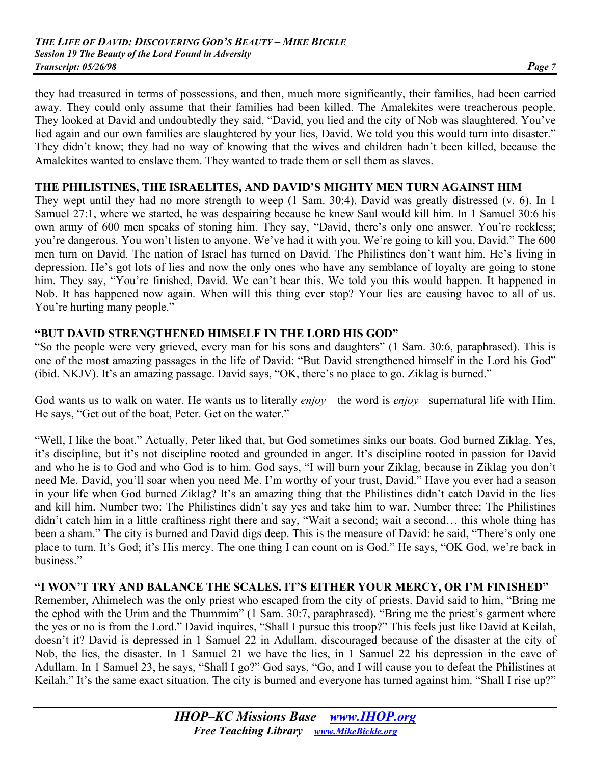they had treasured in terms of possessions, and then, much more significantly, their families, had been carried away. They could only assume that their families had been killed. The Amalekites were treacherous people. They looked at David and undoubtedly they said, "David, you lied and the city of Nob was slaughtered. You've lied again and our own families are slaughtered by your lies, David. We told you this would turn into disaster." They didn't know; they had no way of knowing that the wives and children hadn't been killed, because the Amalekites wanted to enslave them. They wanted to trade them or sell them as slaves.

**THE PHILISTINES, THE ISRAELITES, AND DAVID'S MIGHTY MEN TURN AGAINST HIM**

They wept until they had no more strength to weep (1 Sam. 30:4). David was greatly distressed (v. 6). In 1 Samuel 27:1, where we started, he was despairing because he knew Saul would kill him. In 1 Samuel 30:6 his own army of 600 men speaks of stoning him. They say, "David, there's only one answer. You're reckless; you're dangerous. You won't listen to anyone. We've had it with you. We're going to kill you, David." The 600 men turn on David. The nation of Israel has turned on David. The Philistines don't want him. He's living in depression. He's got lots of lies and now the only ones who have any semblance of loyalty are going to stone him. They say, "You're finished, David. We can't bear this. We told you this would happen. It happened in Nob. It has happened now again. When will this thing ever stop? Your lies are causing havoc to all of us. You're hurting many people."

**"BUT DAVID STRENGTHENED HIMSELF IN THE LORD HIS GOD"**

"So the people were very grieved, every man for his sons and daughters" (1 Sam. 30:6, paraphrased). This is one of the most amazing passages in the life of David: "But David strengthened himself in the Lord his God" (ibid. NKJV). It's an amazing passage. David says, "OK, there's no place to go. Ziklag is burned."

God wants us to walk on water. He wants us to literally *enjoy*—the word is *enjoy*—supernatural life with Him. He says, "Get out of the boat, Peter. Get on the water."

"Well, I like the boat." Actually, Peter liked that, but God sometimes sinks our boats. God burned Ziklag. Yes, it's discipline, but it's not discipline rooted and grounded in anger. It's discipline rooted in passion for David and who he is to God and who God is to him. God says, "I will burn your Ziklag, because in Ziklag you don't need Me. David, you'll soar when you need Me. I'm worthy of your trust, David." Have you ever had a season in your life when God burned Ziklag? It's an amazing thing that the Philistines didn't catch David in the lies and kill him. Number two: The Philistines didn't say yes and take him to war. Number three: The Philistines didn't catch him in a little craftiness right there and say, "Wait a second; wait a second… this whole thing has been a sham." The city is burned and David digs deep. This is the measure of David: he said, "There's only one place to turn. It's God; it's His mercy. The one thing I can count on is God." He says, "OK God, we're back in business."

**"I WON'T TRY AND BALANCE THE SCALES. IT'S EITHER YOUR MERCY, OR I'M FINISHED"**

Remember, Ahimelech was the only priest who escaped from the city of priests. David said to him, "Bring me the ephod with the Urim and the Thummim" (1 Sam. 30:7, paraphrased). "Bring me the priest's garment where the yes or no is from the Lord." David inquires, "Shall I pursue this troop?" This feels just like David at Keilah, doesn't it? David is depressed in 1 Samuel 22 in Adullam, discouraged because of the disaster at the city of Nob, the lies, the disaster. In 1 Samuel 21 we have the lies, in 1 Samuel 22 his depression in the cave of Adullam. In 1 Samuel 23, he says, "Shall I go?" God says, "Go, and I will cause you to defeat the Philistines at Keilah." It's the same exact situation. The city is burned and everyone has turned against him. "Shall I rise up?"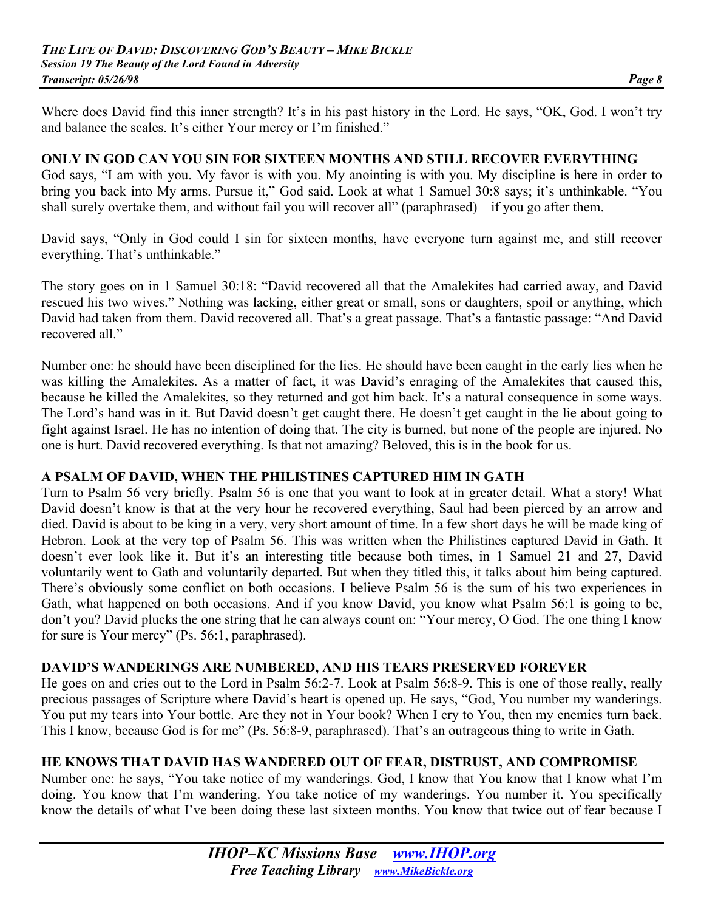Where does David find this inner strength? It's in his past history in the Lord. He says, "OK, God. I won't try and balance the scales. It's either Your mercy or I'm finished."

**ONLY IN GOD CAN YOU SIN FOR SIXTEEN MONTHS AND STILL RECOVER EVERYTHING**

God says, "I am with you. My favor is with you. My anointing is with you. My discipline is here in order to bring you back into My arms. Pursue it," God said. Look at what 1 Samuel 30:8 says; it's unthinkable. "You shall surely overtake them, and without fail you will recover all" (paraphrased)—if you go after them.

David says, "Only in God could I sin for sixteen months, have everyone turn against me, and still recover everything. That's unthinkable."

The story goes on in 1 Samuel 30:18: "David recovered all that the Amalekites had carried away, and David rescued his two wives." Nothing was lacking, either great or small, sons or daughters, spoil or anything, which David had taken from them. David recovered all. That's a great passage. That's a fantastic passage: "And David recovered all."

Number one: he should have been disciplined for the lies. He should have been caught in the early lies when he was killing the Amalekites. As a matter of fact, it was David's enraging of the Amalekites that caused this, because he killed the Amalekites, so they returned and got him back. It's a natural consequence in some ways. The Lord's hand was in it. But David doesn't get caught there. He doesn't get caught in the lie about going to fight against Israel. He has no intention of doing that. The city is burned, but none of the people are injured. No one is hurt. David recovered everything. Is that not amazing? Beloved, this is in the book for us.

**A PSALM OF DAVID, WHEN THE PHILISTINES CAPTURED HIM IN GATH**

Turn to Psalm 56 very briefly. Psalm 56 is one that you want to look at in greater detail. What a story! What David doesn't know is that at the very hour he recovered everything, Saul had been pierced by an arrow and died. David is about to be king in a very, very short amount of time. In a few short days he will be made king of Hebron. Look at the very top of Psalm 56. This was written when the Philistines captured David in Gath. It doesn't ever look like it. But it's an interesting title because both times, in 1 Samuel 21 and 27, David voluntarily went to Gath and voluntarily departed. But when they titled this, it talks about him being captured. There's obviously some conflict on both occasions. I believe Psalm 56 is the sum of his two experiences in Gath, what happened on both occasions. And if you know David, you know what Psalm 56:1 is going to be, don't you? David plucks the one string that he can always count on: "Your mercy, O God. The one thing I know for sure is Your mercy" (Ps. 56:1, paraphrased).

**DAVID'S WANDERINGS ARE NUMBERED, AND HIS TEARS PRESERVED FOREVER**

He goes on and cries out to the Lord in Psalm 56:2-7. Look at Psalm 56:8-9. This is one of those really, really precious passages of Scripture where David's heart is opened up. He says, "God, You number my wanderings. You put my tears into Your bottle. Are they not in Your book? When I cry to You, then my enemies turn back. This I know, because God is for me" (Ps. 56:8-9, paraphrased). That's an outrageous thing to write in Gath.

**HE KNOWS THAT DAVID HAS WANDERED OUT OF FEAR, DISTRUST, AND COMPROMISE**

Number one: he says, "You take notice of my wanderings. God, I know that You know that I know what I'm doing. You know that I'm wandering. You take notice of my wanderings. You number it. You specifically know the details of what I've been doing these last sixteen months. You know that twice out of fear because I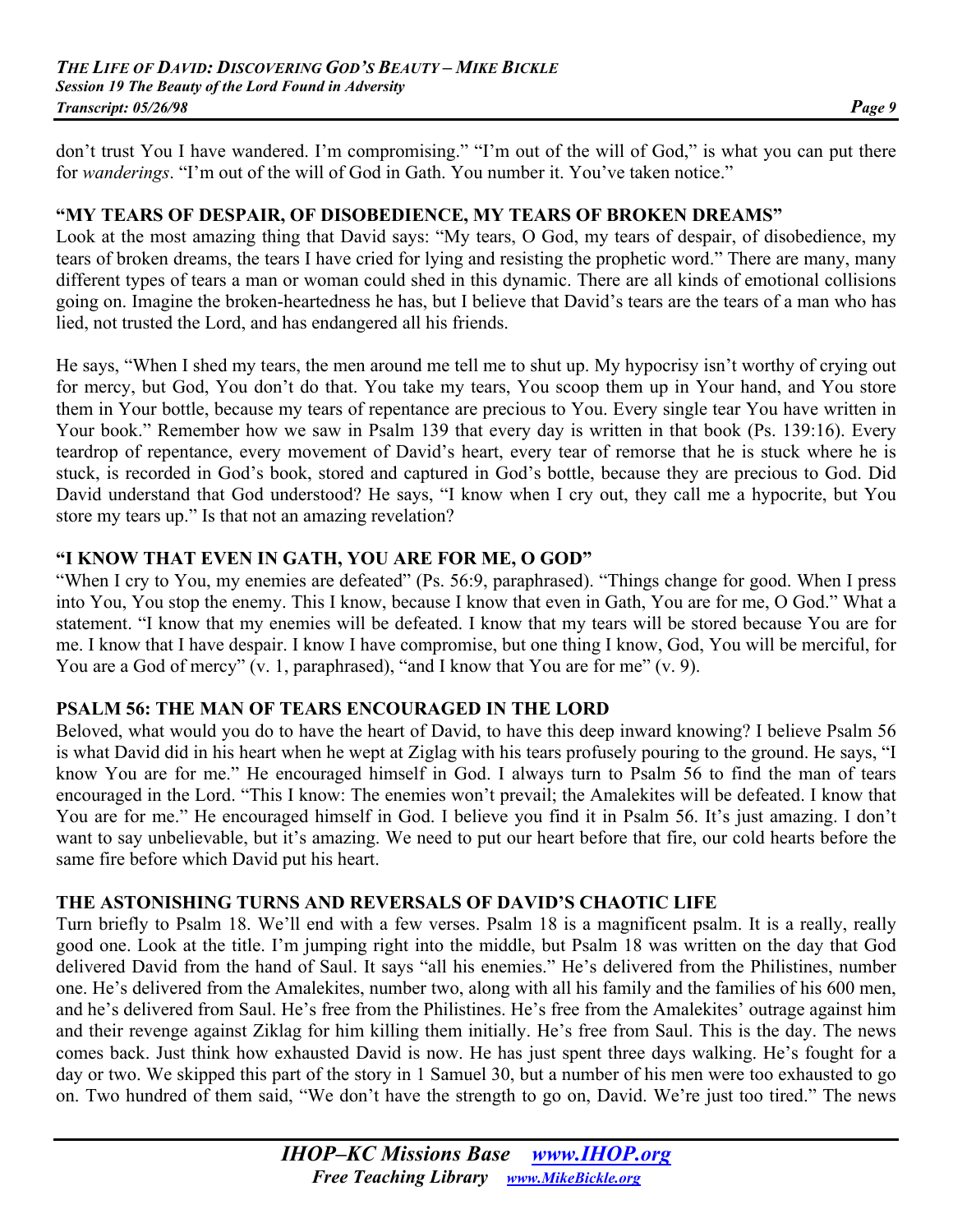don't trust You I have wandered. I'm compromising." "I'm out of the will of God," is what you can put there for *wanderings*. "I'm out of the will of God in Gath. You number it. You've taken notice."

## "MY TEARS OF DESPAIR, OF DISOBEDIENCE, MY TEARS OF BROKEN DREAMS"

Look at the most amazing thing that David says: "My tears, O God, my tears of despair, of disobedience, my tears of broken dreams, the tears I have cried for lying and resisting the prophetic word." There are many, many different types of tears a man or woman could shed in this dynamic. There are all kinds of emotional collisions going on. Imagine the broken-heartedness he has, but I believe that David's tears are the tears of a man who has lied, not trusted the Lord, and has endangered all his friends.

He says, "When I shed my tears, the men around me tell me to shut up. My hypocrisy isn't worthy of crying out for mercy, but God, You don't do that. You take my tears, You scoop them up in Your hand, and You store them in Your bottle, because my tears of repentance are precious to You. Every single tear You have written in Your book." Remember how we saw in Psalm 139 that every day is written in that book (Ps. 139:16). Every teardrop of repentance, every movement of David's heart, every tear of remorse that he is stuck where he is stuck, is recorded in God's book, stored and captured in God's bottle, because they are precious to God. Did David understand that God understood? He says, "I know when I cry out, they call me a hypocrite, but You store my tears up." Is that not an amazing revelation?

## "I KNOW THAT EVEN IN GATH, YOU ARE FOR ME, O GOD"

"When I cry to You, my enemies are defeated" (Ps. 56:9, paraphrased). "Things change for good. When I press into You, You stop the enemy. This I know, because I know that even in Gath, You are for me, O God." What a statement. "I know that my enemies will be defeated. I know that my tears will be stored because You are for me. I know that I have despair. I know I have compromise, but one thing I know, God, You will be merciful, for You are a God of mercy" (v. 1, paraphrased), "and I know that You are for me" (v. 9).

## PSALM 56: THE MAN OF TEARS ENCOURAGED IN THE LORD

Beloved, what would you do to have the heart of David, to have this deep inward knowing? I believe Psalm 56 is what David did in his heart when he wept at Ziglag with his tears profusely pouring to the ground. He says, "I know You are for me." He encouraged himself in God. I always turn to Psalm 56 to find the man of tears encouraged in the Lord. "This I know: The enemies won't prevail; the Amalekites will be defeated. I know that You are for me." He encouraged himself in God. I believe you find it in Psalm 56. It's just amazing. I don't want to say unbelievable, but it's amazing. We need to put our heart before that fire, our cold hearts before the same fire before which David put his heart.

## THE ASTONISHING TURNS AND REVERSALS OF DAVID'S CHAOTIC LIFE

Turn briefly to Psalm 18. We'll end with a few verses. Psalm 18 is a magnificent psalm. It is a really, really good one. Look at the title. I'm jumping right into the middle, but Psalm 18 was written on the day that God delivered David from the hand of Saul. It says "all his enemies." He's delivered from the Philistines, number one. He's delivered from the Amalekites, number two, along with all his family and the families of his 600 men, and he's delivered from Saul. He's free from the Philistines. He's free from the Amalekites' outrage against him and their revenge against Ziklag for him killing them initially. He's free from Saul. This is the day. The news comes back. Just think how exhausted David is now. He has just spent three days walking. He's fought for a day or two. We skipped this part of the story in 1 Samuel 30, but a number of his men were too exhausted to go on. Two hundred of them said, "We don't have the strength to go on, David. We're just too tired." The news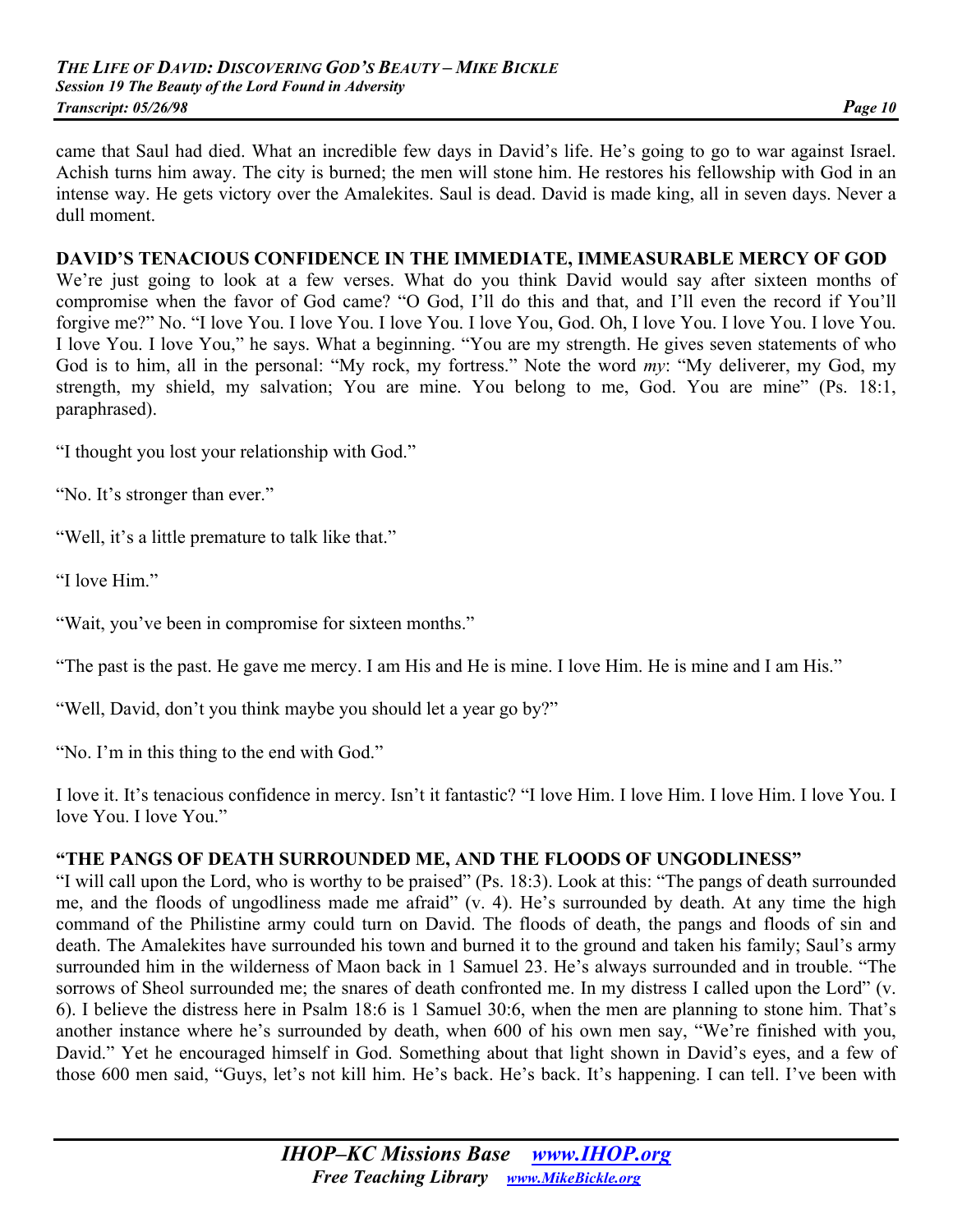came that Saul had died. What an incredible few days in David's life. He's going to go to war against Israel. Achish turns him away. The city is burned; the men will stone him. He restores his fellowship with God in an intense way. He gets victory over the Amalekites. Saul is dead. David is made king, all in seven days. Never a dull moment.

**DAVID'S TENACIOUS CONFIDENCE IN THE IMMEDIATE, IMMEASURABLE MERCY OF GOD**

We're just going to look at a few verses. What do you think David would say after sixteen months of compromise when the favor of God came? "O God, I'll do this and that, and I'll even the record if You'll forgive me?" No. "I love You. I love You. I love You. I love You, God. Oh, I love You. I love You. I love You. I love You. I love You," he says. What a beginning. "You are my strength. He gives seven statements of who God is to him, all in the personal: "My rock, my fortress." Note the word *my*: "My deliverer, my God, my strength, my shield, my salvation; You are mine. You belong to me, God. You are mine" (Ps. 18:1, paraphrased).

"I thought you lost your relationship with God."

"No. It's stronger than ever."

"Well, it's a little premature to talk like that."

"I love Him."

"Wait, you've been in compromise for sixteen months."

"The past is the past. He gave me mercy. I am His and He is mine. I love Him. He is mine and I am His."

"Well, David, don't you think maybe you should let a year go by?"

"No. I'm in this thing to the end with God."

I love it. It's tenacious confidence in mercy. Isn't it fantastic? "I love Him. I love Him. I love Him. I love You. I love You. I love You."

**"THE PANGS OF DEATH SURROUNDED ME, AND THE FLOODS OF UNGODLINESS"**

"I will call upon the Lord, who is worthy to be praised" (Ps. 18:3). Look at this: "The pangs of death surrounded me, and the floods of ungodliness made me afraid" (v. 4). He's surrounded by death. At any time the high command of the Philistine army could turn on David. The floods of death, the pangs and floods of sin and death. The Amalekites have surrounded his town and burned it to the ground and taken his family; Saul's army surrounded him in the wilderness of Maon back in 1 Samuel 23. He's always surrounded and in trouble. "The sorrows of Sheol surrounded me; the snares of death confronted me. In my distress I called upon the Lord" (v. 6). I believe the distress here in Psalm 18:6 is 1 Samuel 30:6, when the men are planning to stone him. That's another instance where he's surrounded by death, when 600 of his own men say, "We're finished with you, David." Yet he encouraged himself in God. Something about that light shown in David's eyes, and a few of those 600 men said, "Guys, let's not kill him. He's back. He's back. It's happening. I can tell. I've been with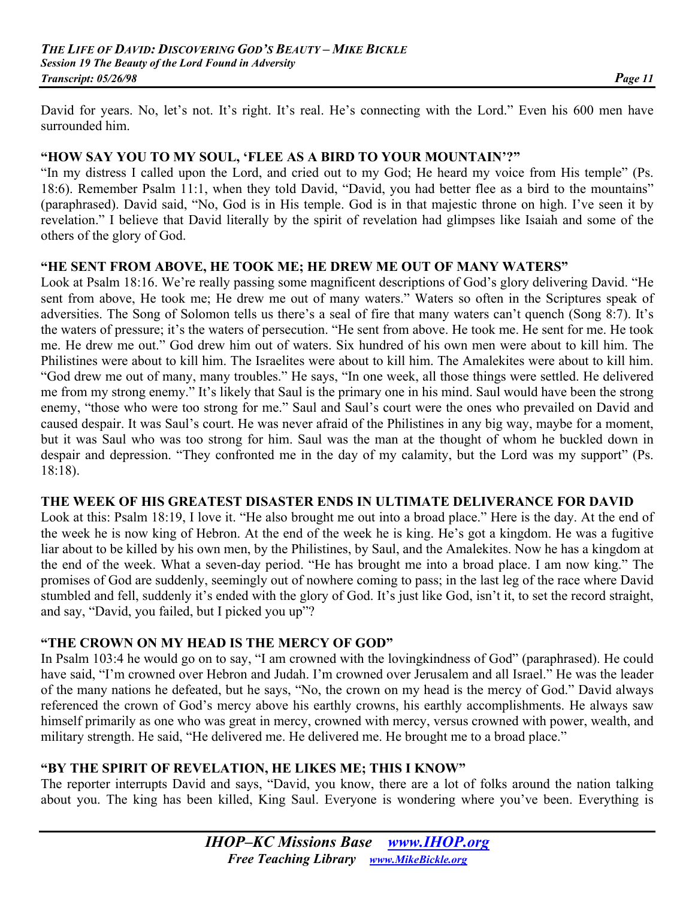David for years. No, let's not. It's right. It's real. He's connecting with the Lord." Even his 600 men have surrounded him.

## "HOW SAY YOU TO MY SOUL, 'FLEE AS A BIRD TO YOUR MOUNTAIN'?"

"In my distress I called upon the Lord, and cried out to my God; He heard my voice from His temple" (Ps. 18:6). Remember Psalm 11:1, when they told David, "David, you had better flee as a bird to the mountains" (paraphrased). David said, "No, God is in His temple. God is in that majestic throne on high. I've seen it by revelation." I believe that David literally by the spirit of revelation had glimpses like Isaiah and some of the others of the glory of God.

## "HE SENT FROM ABOVE, HE TOOK ME; HE DREW ME OUT OF MANY WATERS"

Look at Psalm 18:16. We're really passing some magnificent descriptions of God's glory delivering David. "He sent from above, He took me; He drew me out of many waters." Waters so often in the Scriptures speak of adversities. The Song of Solomon tells us there's a seal of fire that many waters can't quench (Song 8:7). It's the waters of pressure; it's the waters of persecution. "He sent from above. He took me. He sent for me. He took me. He drew me out." God drew him out of waters. Six hundred of his own men were about to kill him. The Philistines were about to kill him. The Israelites were about to kill him. The Amalekites were about to kill him. "God drew me out of many, many troubles." He says, "In one week, all those things were settled. He delivered me from my strong enemy." It's likely that Saul is the primary one in his mind. Saul would have been the strong enemy, "those who were too strong for me." Saul and Saul's court were the ones who prevailed on David and caused despair. It was Saul's court. He was never afraid of the Philistines in any big way, maybe for a moment, but it was Saul who was too strong for him. Saul was the man at the thought of whom he buckled down in despair and depression. "They confronted me in the day of my calamity, but the Lord was my support" (Ps. 18:18).

## THE WEEK OF HIS GREATEST DISASTER ENDS IN ULTIMATE DELIVERANCE FOR DAVID

Look at this: Psalm 18:19, I love it. "He also brought me out into a broad place." Here is the day. At the end of the week he is now king of Hebron. At the end of the week he is king. He's got a kingdom. He was a fugitive liar about to be killed by his own men, by the Philistines, by Saul, and the Amalekites. Now he has a kingdom at the end of the week. What a seven-day period. "He has brought me into a broad place. I am now king." The promises of God are suddenly, seemingly out of nowhere coming to pass; in the last leg of the race where David stumbled and fell, suddenly it's ended with the glory of God. It's just like God, isn't it, to set the record straight, and say, "David, you failed, but I picked you up"?

## "THE CROWN ON MY HEAD IS THE MERCY OF GOD"

In Psalm 103:4 he would go on to say, "I am crowned with the lovingkindness of God" (paraphrased). He could have said, "I'm crowned over Hebron and Judah. I'm crowned over Jerusalem and all Israel." He was the leader of the many nations he defeated, but he says, "No, the crown on my head is the mercy of God." David always referenced the crown of God's mercy above his earthly crowns, his earthly accomplishments. He always saw himself primarily as one who was great in mercy, crowned with mercy, versus crowned with power, wealth, and military strength. He said, "He delivered me. He delivered me. He brought me to a broad place."

## "BY THE SPIRIT OF REVELATION, HE LIKES ME; THIS I KNOW"

The reporter interrupts David and says, "David, you know, there are a lot of folks around the nation talking about you. The king has been killed, King Saul. Everyone is wondering where you've been. Everything is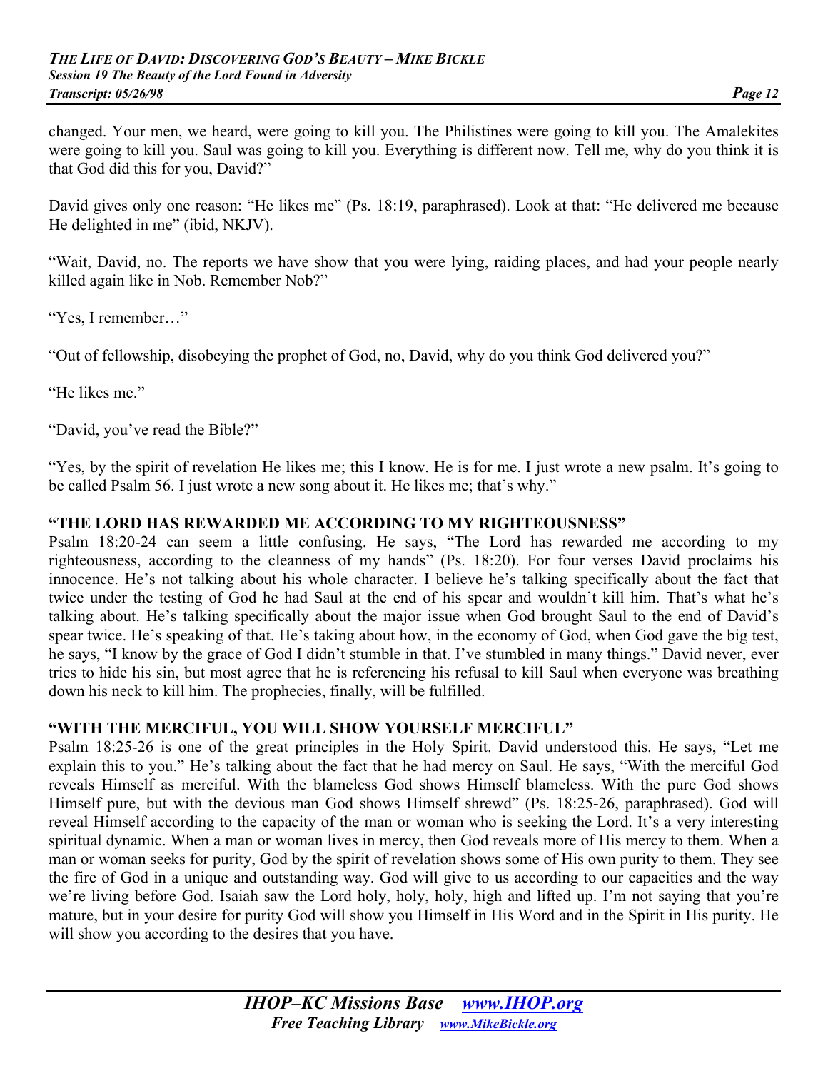changed. Your men, we heard, were going to kill you. The Philistines were going to kill you. The Amalekites were going to kill you. Saul was going to kill you. Everything is different now. Tell me, why do you think it is that God did this for you, David?"

David gives only one reason: "He likes me" (Ps. 18:19, paraphrased). Look at that: "He delivered me because He delighted in me" (ibid, NKJV).

"Wait, David, no. The reports we have show that you were lying, raiding places, and had your people nearly killed again like in Nob. Remember Nob?"

"Yes, I remember…"

"Out of fellowship, disobeying the prophet of God, no, David, why do you think God delivered you?"

"He likes me."

"David, you've read the Bible?"

"Yes, by the spirit of revelation He likes me; this I know. He is for me. I just wrote a new psalm. It's going to be called Psalm 56. I just wrote a new song about it. He likes me; that's why."

**"THE LORD HAS REWARDED ME ACCORDING TO MY RIGHTEOUSNESS"**

Psalm 18:20-24 can seem a little confusing. He says, "The Lord has rewarded me according to my righteousness, according to the cleanness of my hands" (Ps. 18:20). For four verses David proclaims his innocence. He's not talking about his whole character. I believe he's talking specifically about the fact that twice under the testing of God he had Saul at the end of his spear and wouldn't kill him. That's what he's talking about. He's talking specifically about the major issue when God brought Saul to the end of David's spear twice. He's speaking of that. He's taking about how, in the economy of God, when God gave the big test, he says, "I know by the grace of God I didn't stumble in that. I've stumbled in many things." David never, ever tries to hide his sin, but most agree that he is referencing his refusal to kill Saul when everyone was breathing down his neck to kill him. The prophecies, finally, will be fulfilled.

**"WITH THE MERCIFUL, YOU WILL SHOW YOURSELF MERCIFUL"**

Psalm 18:25-26 is one of the great principles in the Holy Spirit. David understood this. He says, "Let me explain this to you." He's talking about the fact that he had mercy on Saul. He says, "With the merciful God reveals Himself as merciful. With the blameless God shows Himself blameless. With the pure God shows Himself pure, but with the devious man God shows Himself shrewd" (Ps. 18:25-26, paraphrased). God will reveal Himself according to the capacity of the man or woman who is seeking the Lord. It's a very interesting spiritual dynamic. When a man or woman lives in mercy, then God reveals more of His mercy to them. When a man or woman seeks for purity, God by the spirit of revelation shows some of His own purity to them. They see the fire of God in a unique and outstanding way. God will give to us according to our capacities and the way we're living before God. Isaiah saw the Lord holy, holy, holy, high and lifted up. I'm not saying that you're mature, but in your desire for purity God will show you Himself in His Word and in the Spirit in His purity. He will show you according to the desires that you have.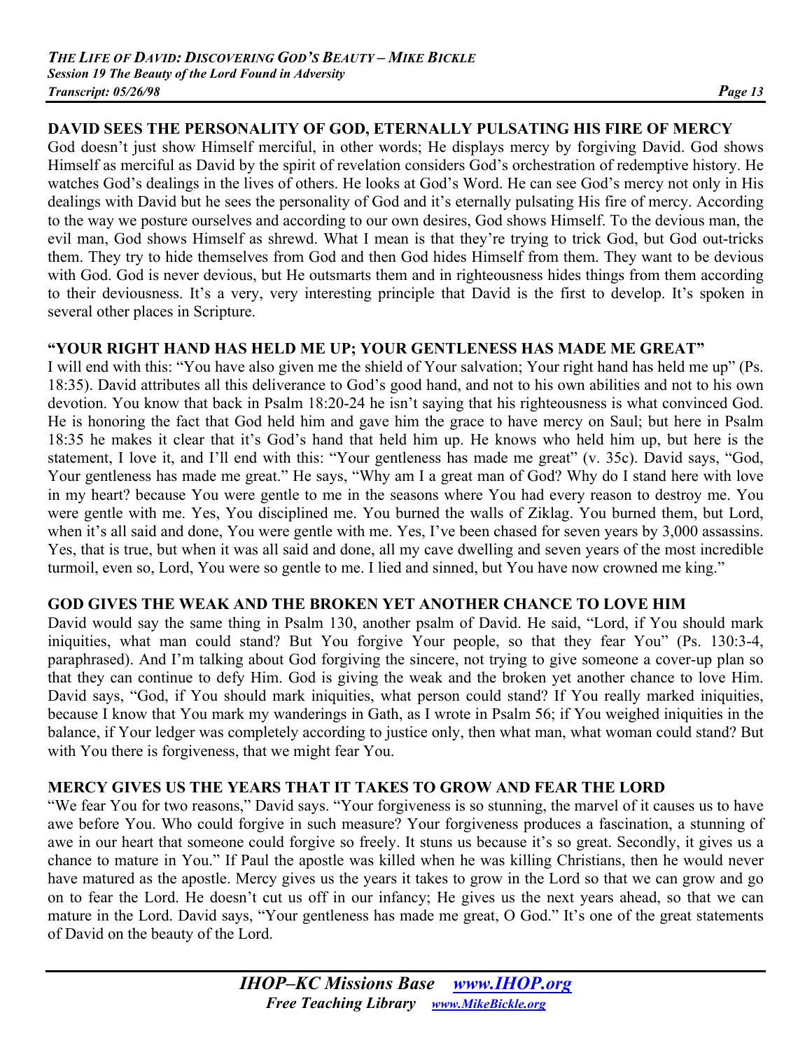## DAVID SEES THE PERSONALITY OF GOD, ETERNALLY PULSATING HIS FIRE OF MERCY

God doesn't just show Himself merciful, in other words; He displays mercy by forgiving David. God shows Himself as merciful as David by the spirit of revelation considers God's orchestration of redemptive history. He watches God's dealings in the lives of others. He looks at God's Word. He can see God's mercy not only in His dealings with David but he sees the personality of God and it's eternally pulsating His fire of mercy. According to the way we posture ourselves and according to our own desires, God shows Himself. To the devious man, the evil man, God shows Himself as shrewd. What I mean is that they're trying to trick God, but God out-tricks them. They try to hide themselves from God and then God hides Himself from them. They want to be devious with God. God is never devious, but He outsmarts them and in righteousness hides things from them according to their deviousness. It's a very, very interesting principle that David is the first to develop. It's spoken in several other places in Scripture.

## "YOUR RIGHT HAND HAS HELD ME UP; YOUR GENTLENESS HAS MADE ME GREAT"

I will end with this: "You have also given me the shield of Your salvation; Your right hand has held me up" (Ps. 18:35). David attributes all this deliverance to God's good hand, and not to his own abilities and not to his own devotion. You know that back in Psalm 18:20-24 he isn't saying that his righteousness is what convinced God. He is honoring the fact that God held him and gave him the grace to have mercy on Saul; but here in Psalm 18:35 he makes it clear that it's God's hand that held him up. He knows who held him up, but here is the statement, I love it, and I'll end with this: "Your gentleness has made me great" (v. 35c). David says, "God, Your gentleness has made me great." He says, "Why am I a great man of God? Why do I stand here with love in my heart? because You were gentle to me in the seasons where You had every reason to destroy me. You were gentle with me. Yes, You disciplined me. You burned the walls of Ziklag. You burned them, but Lord, when it's all said and done, You were gentle with me. Yes, I've been chased for seven years by 3,000 assassins. Yes, that is true, but when it was all said and done, all my cave dwelling and seven years of the most incredible turmoil, even so, Lord, You were so gentle to me. I lied and sinned, but You have now crowned me king."

## GOD GIVES THE WEAK AND THE BROKEN YET ANOTHER CHANCE TO LOVE HIM

David would say the same thing in Psalm 130, another psalm of David. He said, "Lord, if You should mark iniquities, what man could stand? But You forgive Your people, so that they fear You" (Ps. 130:3-4, paraphrased). And I'm talking about God forgiving the sincere, not trying to give someone a cover-up plan so that they can continue to defy Him. God is giving the weak and the broken yet another chance to love Him. David says, "God, if You should mark iniquities, what person could stand? If You really marked iniquities, because I know that You mark my wanderings in Gath, as I wrote in Psalm 56; if You weighed iniquities in the balance, if Your ledger was completely according to justice only, then what man, what woman could stand? But with You there is forgiveness, that we might fear You.

## MERCY GIVES US THE YEARS THAT IT TAKES TO GROW AND FEAR THE LORD

"We fear You for two reasons," David says. "Your forgiveness is so stunning, the marvel of it causes us to have awe before You. Who could forgive in such measure? Your forgiveness produces a fascination, a stunning of awe in our heart that someone could forgive so freely. It stuns us because it's so great. Secondly, it gives us a chance to mature in You." If Paul the apostle was killed when he was killing Christians, then he would never have matured as the apostle. Mercy gives us the years it takes to grow in the Lord so that we can grow and go on to fear the Lord. He doesn't cut us off in our infancy; He gives us the next years ahead, so that we can mature in the Lord. David says, "Your gentleness has made me great, O God." It's one of the great statements of David on the beauty of the Lord.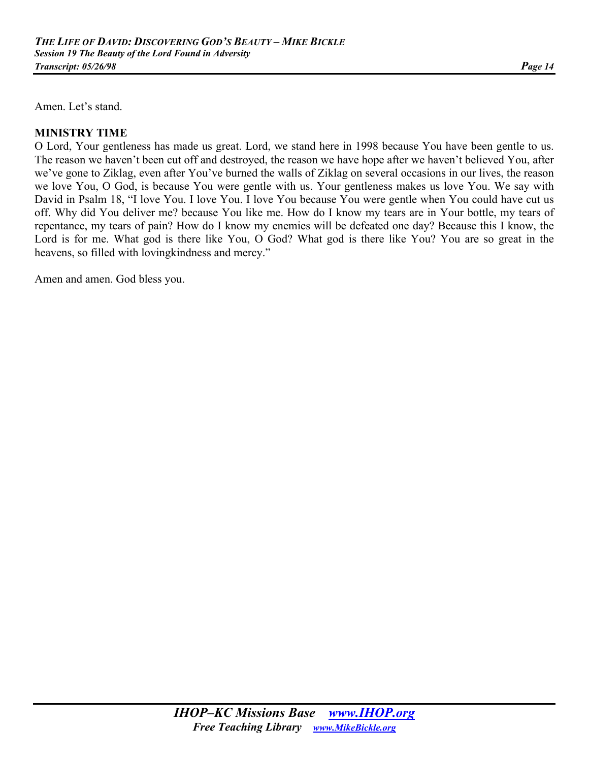Amen. Let's stand.

**MINISTRY TIME**

O Lord, Your gentleness has made us great. Lord, we stand here in 1998 because You have been gentle to us. The reason we haven't been cut off and destroyed, the reason we have hope after we haven't believed You, after we've gone to Ziklag, even after You've burned the walls of Ziklag on several occasions in our lives, the reason we love You, O God, is because You were gentle with us. Your gentleness makes us love You. We say with David in Psalm 18, "I love You. I love You. I love You because You were gentle when You could have cut us off. Why did You deliver me? because You like me. How do I know my tears are in Your bottle, my tears of repentance, my tears of pain? How do I know my enemies will be defeated one day? Because this I know, the Lord is for me. What god is there like You, O God? What god is there like You? You are so great in the heavens, so filled with lovingkindness and mercy."

Amen and amen. God bless you.